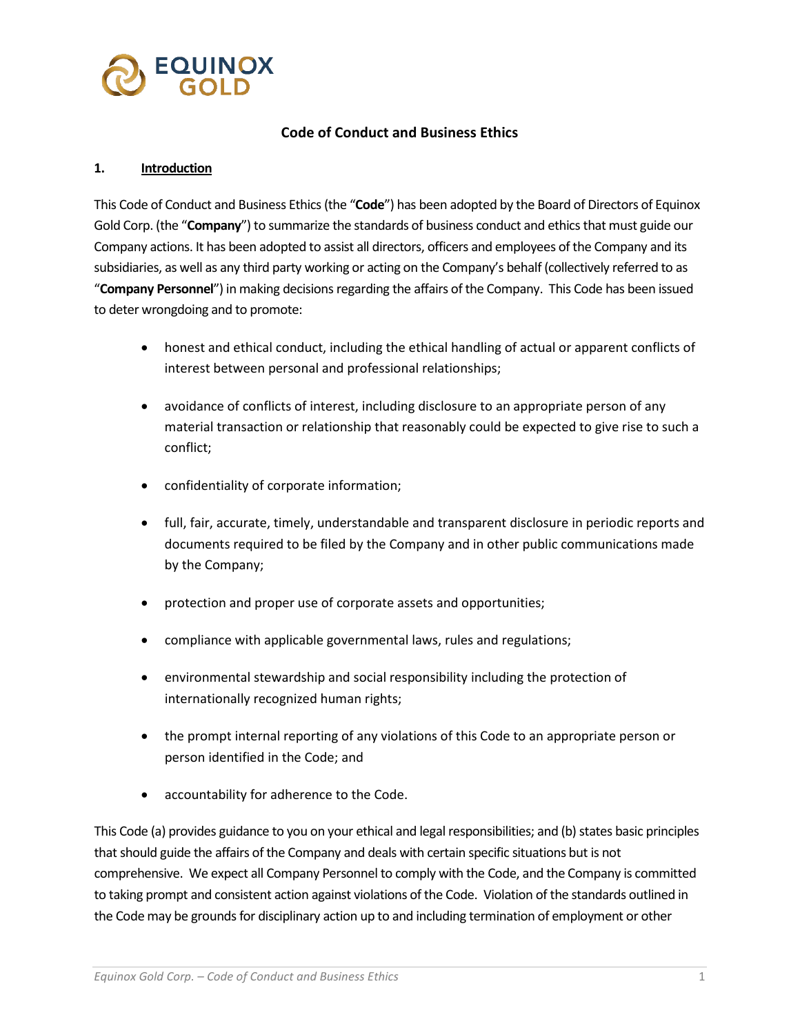# Code of Conduct and Business Ethics

## 1. Introduction

This Code of Conduct and Business Ethics (the "**Code**") has been adopted by the Board of Directors of Equinox Gold Corp. (the "**Company**") to summarize the standards of business conduct and ethics that must guide our Company actions. It has been adopted to assist all directors, officers and employees of the Company and its subsidiaries, as well as any third party working or acting on the Company's behalf (collectively referred to as "**Company Personnel**") in making decisions regarding the affairs of the Company. This Code has been issued to deter wrongdoing and to promote:

- honest and ethical conduct, including the ethical handling of actual or apparent conflicts of interest between personal and professional relationships;
- avoidance of conflicts of interest, including disclosure to an appropriate person of any material transaction or relationship that reasonably could be expected to give rise to such a conflict;
- confidentiality of corporate information;
- full, fair, accurate, timely, understandable and transparent disclosure in periodic reports and documents required to be filed by the Company and in other public communications made by the Company;
- protection and proper use of corporate assets and opportunities;
- compliance with applicable governmental laws, rules and regulations;
- environmental stewardship and social responsibility including the protection of internationally recognized human rights;
- the prompt internal reporting of any violations of this Code to an appropriate person or person identified in the Code; and
- accountability for adherence to the Code.

This Code (a) provides guidance to you on your ethical and legal responsibilities; and (b) states basic principles that should guide the affairs of the Company and deals with certain specific situations but is not comprehensive. We expect all Company Personnel to comply with the Code, and the Company is committed to taking prompt and consistent action against violations of the Code. Violation of the standards outlined in the Code may be grounds for disciplinary action up to and including termination of employment or other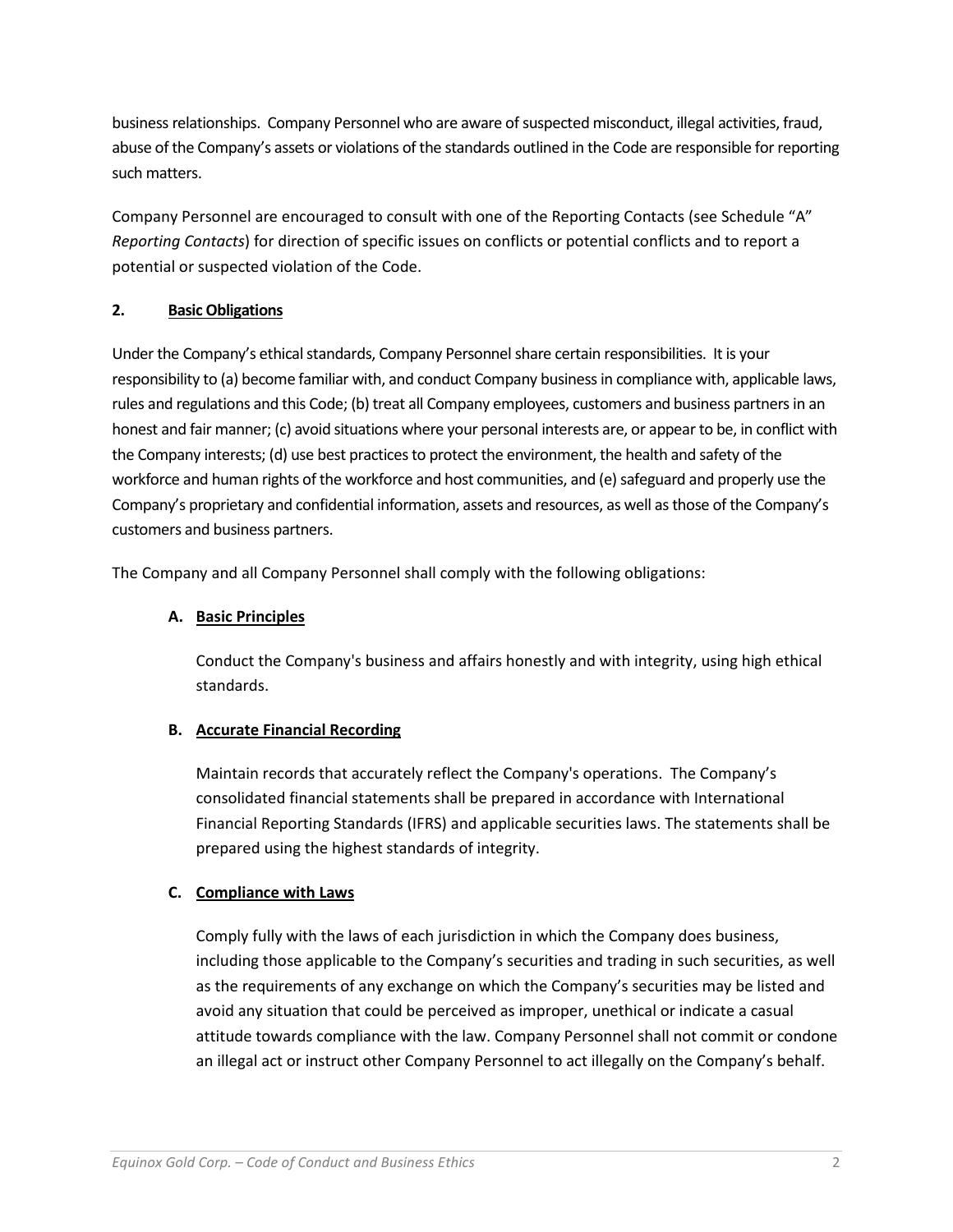business relationships. Company Personnel who are aware of suspected misconduct, illegal activities, fraud, abuse of the Company's assets or violations of the standards outlined in the Code are responsible for reporting such matters.

Company Personnel are encouraged to consult with one of the Reporting Contacts (see Schedule "A" *Reporting Contacts*) for direction of specific issues on conflicts or potential conflicts and to report a potential or suspected violation of the Code.

## 2. Basic Obligations

Under the Company's ethical standards, Company Personnel share certain responsibilities. It is your responsibility to (a) become familiar with, and conduct Company business in compliance with, applicable laws, rules and regulations and this Code; (b) treat all Company employees, customers and business partners in an honest and fair manner; (c) avoid situations where your personal interests are, or appear to be, in conflict with the Company interests; (d) use best practices to protect the environment, the health and safety of the workforce and human rights of the workforce and host communities, and (e) safeguard and properly use the Company's proprietary and confidential information, assets and resources, as well as those of the Company's customers and business partners.

The Company and all Company Personnel shall comply with the following obligations:

### A. Basic Principles

Conduct the Company's business and affairs honestly and with integrity, using high ethical standards.

### B. Accurate Financial Recording

Maintain records that accurately reflect the Company's operations. The Company's consolidated financial statements shall be prepared in accordance with International Financial Reporting Standards (IFRS) and applicable securities laws. The statements shall be prepared using the highest standards of integrity.

### C. Compliance with Laws

Comply fully with the laws of each jurisdiction in which the Company does business, including those applicable to the Company's securities and trading in such securities, as well as the requirements of any exchange on which the Company's securities may be listed and avoid any situation that could be perceived as improper, unethical or indicate a casual attitude towards compliance with the law. Company Personnel shall not commit or condone an illegal act or instruct other Company Personnel to act illegally on the Company's behalf.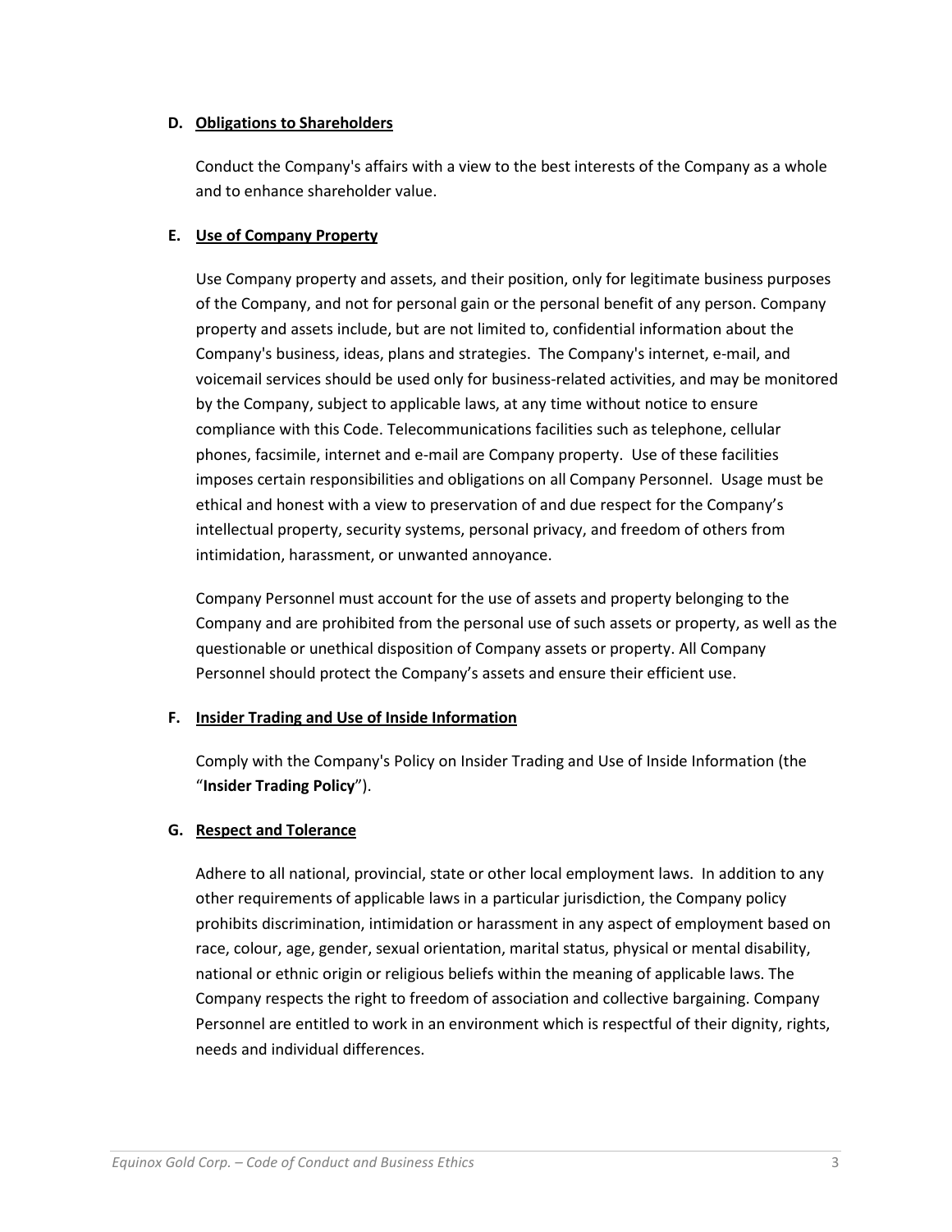### D. Obligations to Shareholders

Conduct the Company's affairs with a view to the best interests of the Company as a whole and to enhance shareholder value.

### E. Use of Company Property

Use Company property and assets, and their position, only for legitimate business purposes of the Company, and not for personal gain or the personal benefit of any person. Company property and assets include, but are not limited to, confidential information about the Company's business, ideas, plans and strategies. The Company's internet, e-mail, and voicemail services should be used only for business-related activities, and may be monitored by the Company, subject to applicable laws, at any time without notice to ensure compliance with this Code. Telecommunications facilities such as telephone, cellular phones, facsimile, internet and e-mail are Company property. Use of these facilities imposes certain responsibilities and obligations on all Company Personnel. Usage must be ethical and honest with a view to preservation of and due respect for the Company's intellectual property, security systems, personal privacy, and freedom of others from intimidation, harassment, or unwanted annoyance.

Company Personnel must account for the use of assets and property belonging to the Company and are prohibited from the personal use of such assets or property, as well as the questionable or unethical disposition of Company assets or property. All Company Personnel should protect the Company's assets and ensure their efficient use.

### F. Insider Trading and Use of Inside Information

Comply with the Company's Policy on Insider Trading and Use of Inside Information (the "**Insider Trading Policy**").

### G. Respect and Tolerance

Adhere to all national, provincial, state or other local employment laws. In addition to any other requirements of applicable laws in a particular jurisdiction, the Company policy prohibits discrimination, intimidation or harassment in any aspect of employment based on race, colour, age, gender, sexual orientation, marital status, physical or mental disability, national or ethnic origin or religious beliefs within the meaning of applicable laws. The Company respects the right to freedom of association and collective bargaining. Company Personnel are entitled to work in an environment which is respectful of their dignity, rights, needs and individual differences.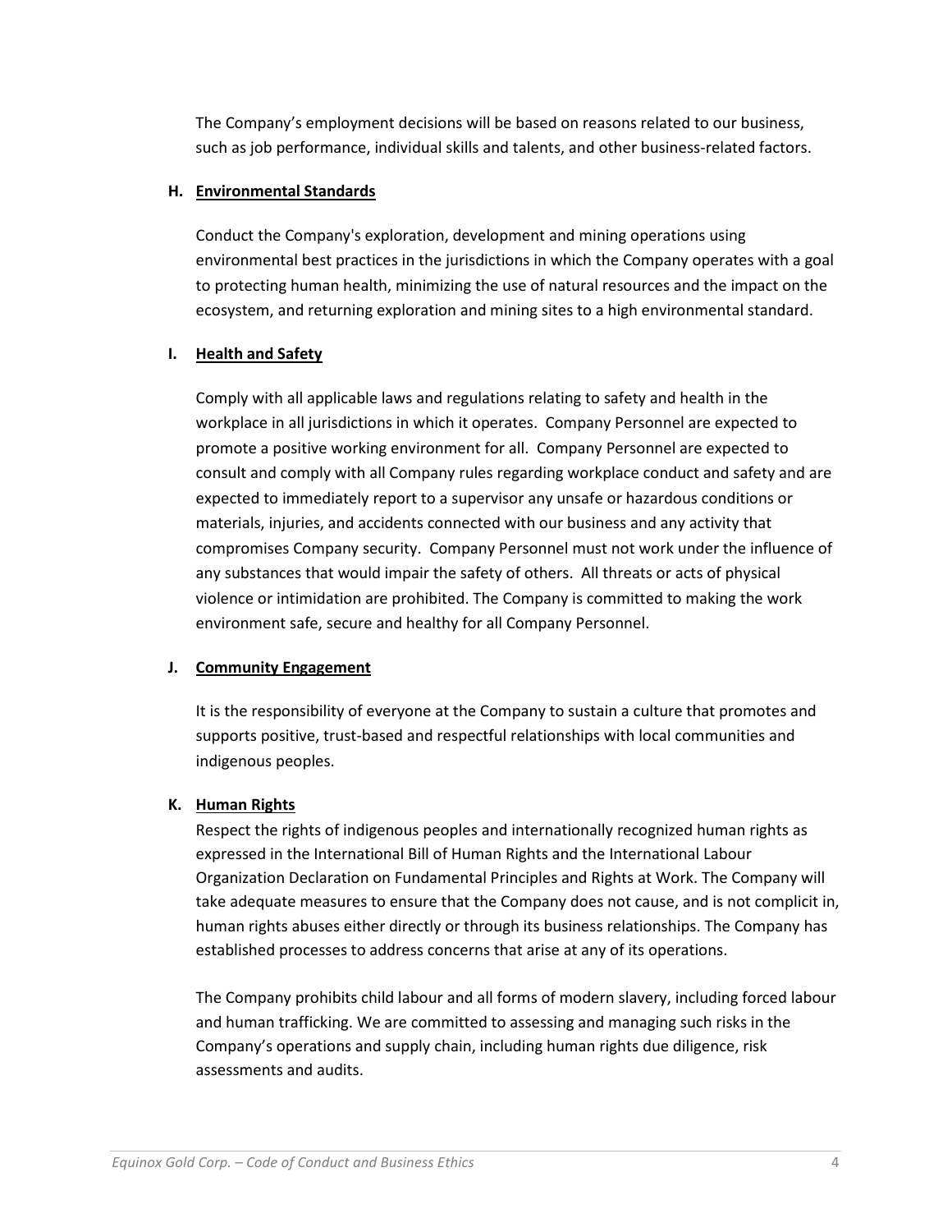The Company's employment decisions will be based on reasons related to our business, such as job performance, individual skills and talents, and other business-related factors.

### H. Environmental Standards

Conduct the Company's exploration, development and mining operations using environmental best practices in the jurisdictions in which the Company operates with a goal to protecting human health, minimizing the use of natural resources and the impact on the ecosystem, and returning exploration and mining sites to a high environmental standard.

### I. Health and Safety

Comply with all applicable laws and regulations relating to safety and health in the workplace in all jurisdictions in which it operates. Company Personnel are expected to promote a positive working environment for all. Company Personnel are expected to consult and comply with all Company rules regarding workplace conduct and safety and are expected to immediately report to a supervisor any unsafe or hazardous conditions or materials, injuries, and accidents connected with our business and any activity that compromises Company security. Company Personnel must not work under the influence of any substances that would impair the safety of others. All threats or acts of physical violence or intimidation are prohibited. The Company is committed to making the work environment safe, secure and healthy for all Company Personnel.

### J. Community Engagement

It is the responsibility of everyone at the Company to sustain a culture that promotes and supports positive, trust-based and respectful relationships with local communities and indigenous peoples.

### K. Human Rights

Respect the rights of indigenous peoples and internationally recognized human rights as expressed in the International Bill of Human Rights and the International Labour Organization Declaration on Fundamental Principles and Rights at Work. The Company will take adequate measures to ensure that the Company does not cause, and is not complicit in, human rights abuses either directly or through its business relationships. The Company has established processes to address concerns that arise at any of its operations.

The Company prohibits child labour and all forms of modern slavery, including forced labour and human trafficking. We are committed to assessing and managing such risks in the Company's operations and supply chain, including human rights due diligence, risk assessments and audits.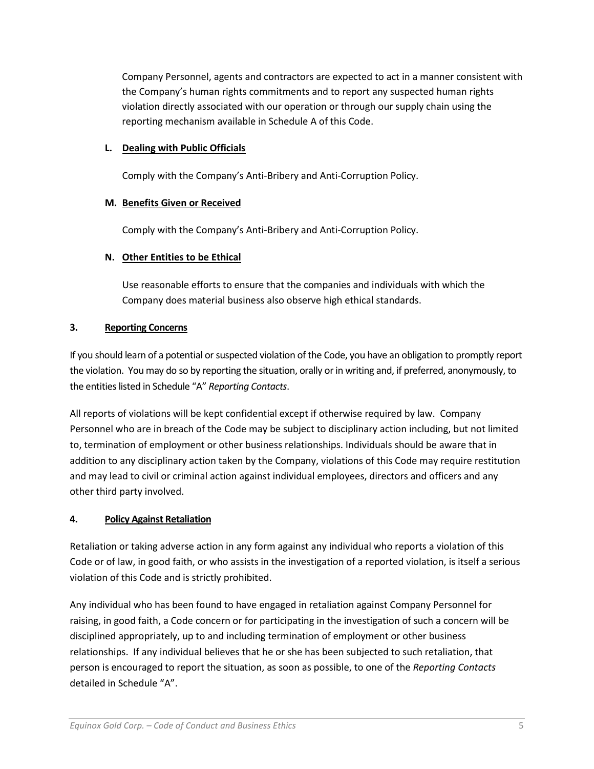Company Personnel, agents and contractors are expected to act in a manner consistent with the Company's human rights commitments and to report any suspected human rights violation directly associated with our operation or through our supply chain using the reporting mechanism available in Schedule A of this Code.

**L. Dealing with Public Officials**

Comply with the Company's Anti-Bribery and Anti-Corruption Policy.

**M. Benefits Given or Received**

Comply with the Company's Anti-Bribery and Anti-Corruption Policy.

**N. Other Entities to be Ethical**

Use reasonable efforts to ensure that the companies and individuals with which the Company does material business also observe high ethical standards.

## 3. Reporting Concerns

If you should learn of a potential or suspected violation of the Code, you have an obligation to promptly report the violation. You may do so by reporting the situation, orally or in writing and, if preferred, anonymously, to the entities listed in Schedule "A" *Reporting Contacts*.

All reports of violations will be kept confidential except if otherwise required by law. Company Personnel who are in breach of the Code may be subject to disciplinary action including, but not limited to, termination of employment or other business relationships. Individuals should be aware that in addition to any disciplinary action taken by the Company, violations of this Code may require restitution and may lead to civil or criminal action against individual employees, directors and officers and any other third party involved.

## 4. Policy Against Retaliation

Retaliation or taking adverse action in any form against any individual who reports a violation of this Code or of law, in good faith, or who assists in the investigation of a reported violation, is itself a serious violation of this Code and is strictly prohibited.

Any individual who has been found to have engaged in retaliation against Company Personnel for raising, in good faith, a Code concern or for participating in the investigation of such a concern will be disciplined appropriately, up to and including termination of employment or other business relationships. If any individual believes that he or she has been subjected to such retaliation, that person is encouraged to report the situation, as soon as possible, to one of the *Reporting Contacts* detailed in Schedule "A".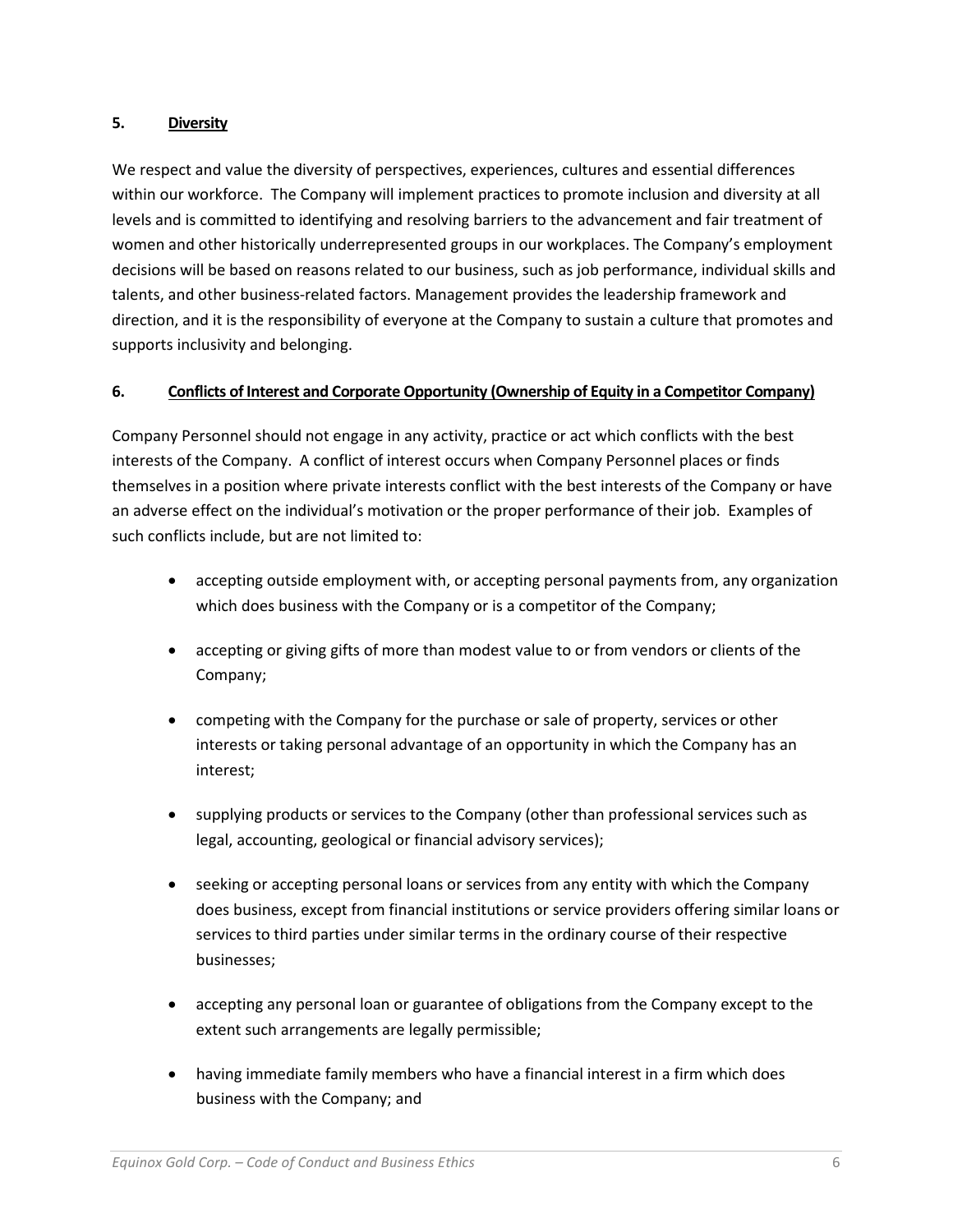## 5. Diversity

We respect and value the diversity of perspectives, experiences, cultures and essential differences within our workforce. The Company will implement practices to promote inclusion and diversity at all levels and is committed to identifying and resolving barriers to the advancement and fair treatment of women and other historically underrepresented groups in our workplaces. The Company's employment decisions will be based on reasons related to our business, such as job performance, individual skills and talents, and other business-related factors. Management provides the leadership framework and direction, and it is the responsibility of everyone at the Company to sustain a culture that promotes and supports inclusivity and belonging.

## 6. Conflicts of Interest and Corporate Opportunity (Ownership of Equity in a Competitor Company)

Company Personnel should not engage in any activity, practice or act which conflicts with the best interests of the Company. A conflict of interest occurs when Company Personnel places or finds themselves in a position where private interests conflict with the best interests of the Company or have an adverse effect on the individual's motivation or the proper performance of their job. Examples of such conflicts include, but are not limited to:

- accepting outside employment with, or accepting personal payments from, any organization which does business with the Company or is a competitor of the Company;
- accepting or giving gifts of more than modest value to or from vendors or clients of the Company;
- competing with the Company for the purchase or sale of property, services or other interests or taking personal advantage of an opportunity in which the Company has an interest;
- supplying products or services to the Company (other than professional services such as legal, accounting, geological or financial advisory services);
- seeking or accepting personal loans or services from any entity with which the Company does business, except from financial institutions or service providers offering similar loans or services to third parties under similar terms in the ordinary course of their respective businesses;
- accepting any personal loan or guarantee of obligations from the Company except to the extent such arrangements are legally permissible;
- having immediate family members who have a financial interest in a firm which does business with the Company; and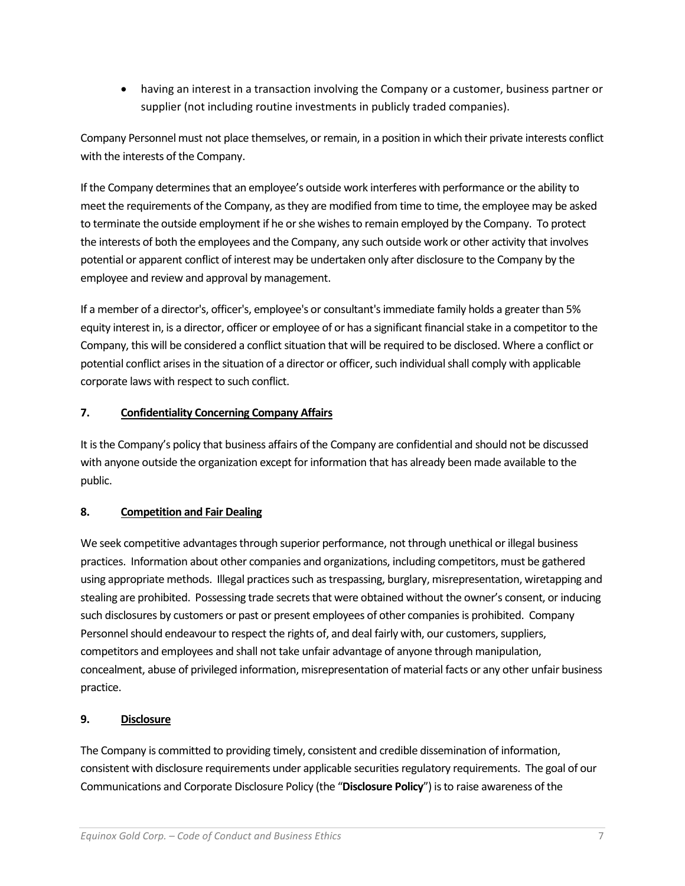- having an interest in a transaction involving the Company or a customer, business partner or supplier (not including routine investments in publicly traded companies).

Company Personnel must not place themselves, or remain, in a position in which their private interests conflict with the interests of the Company.

If the Company determines that an employee's outside work interferes with performance or the ability to meet the requirements of the Company, as they are modified from time to time, the employee may be asked to terminate the outside employment if he or she wishes to remain employed by the Company. To protect the interests of both the employees and the Company, any such outside work or other activity that involves potential or apparent conflict of interest may be undertaken only after disclosure to the Company by the employee and review and approval by management.

If a member of a director's, officer's, employee's or consultant's immediate family holds a greater than 5% equity interest in, is a director, officer or employee of or has a significant financial stake in a competitor to the Company, this will be considered a conflict situation that will be required to be disclosed. Where a conflict or potential conflict arises in the situation of a director or officer, such individual shall comply with applicable corporate laws with respect to such conflict.

## 7. Confidentiality Concerning Company Affairs

It is the Company's policy that business affairs of the Company are confidential and should not be discussed with anyone outside the organization except for information that has already been made available to the public.

## 8. Competition and Fair Dealing

We seek competitive advantages through superior performance, not through unethical or illegal business practices. Information about other companies and organizations, including competitors, must be gathered using appropriate methods. Illegal practices such as trespassing, burglary, misrepresentation, wiretapping and stealing are prohibited. Possessing trade secrets that were obtained without the owner's consent, or inducing such disclosures by customers or past or present employees of other companies is prohibited. Company Personnel should endeavour to respect the rights of, and deal fairly with, our customers, suppliers, competitors and employees and shall not take unfair advantage of anyone through manipulation, concealment, abuse of privileged information, misrepresentation of material facts or any other unfair business practice.

## 9. Disclosure

The Company is committed to providing timely, consistent and credible dissemination of information, consistent with disclosure requirements under applicable securities regulatory requirements. The goal of our Communications and Corporate Disclosure Policy (the "**Disclosure Policy**") is to raise awareness of the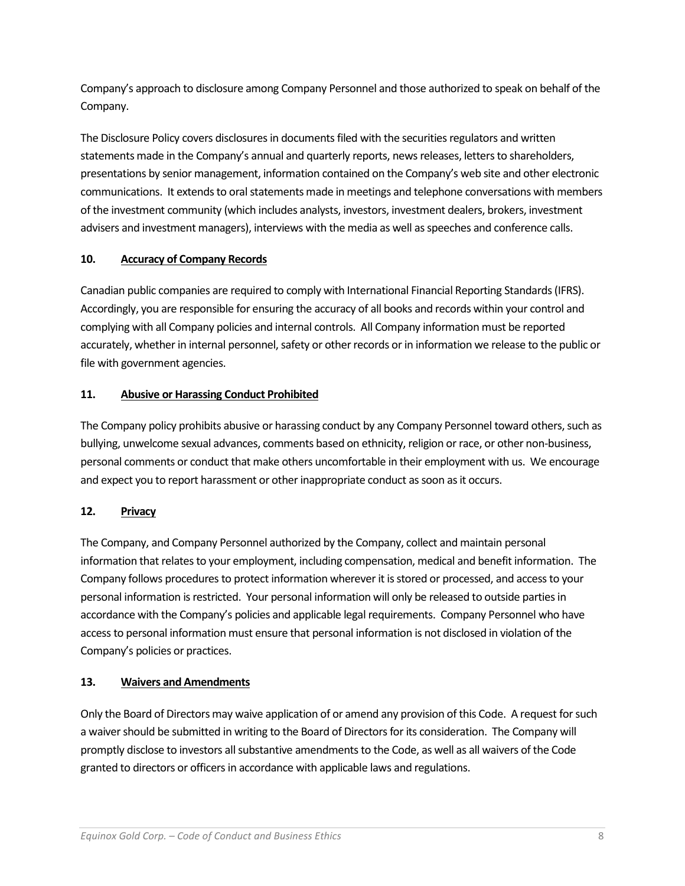Company's approach to disclosure among Company Personnel and those authorized to speak on behalf of the Company.

The Disclosure Policy covers disclosures in documents filed with the securities regulators and written statements made in the Company's annual and quarterly reports, news releases, letters to shareholders, presentations by senior management, information contained on the Company's web site and other electronic communications. It extends to oral statements made in meetings and telephone conversations with members of the investment community (which includes analysts, investors, investment dealers, brokers, investment advisers and investment managers), interviews with the media as well as speeches and conference calls.

## 10. Accuracy of Company Records

Canadian public companies are required to comply with International Financial Reporting Standards (IFRS). Accordingly, you are responsible for ensuring the accuracy of all books and records within your control and complying with all Company policies and internal controls. All Company information must be reported accurately, whether in internal personnel, safety or other records or in information we release to the public or file with government agencies.

## 11. Abusive or Harassing Conduct Prohibited

The Company policy prohibits abusive or harassing conduct by any Company Personnel toward others, such as bullying, unwelcome sexual advances, comments based on ethnicity, religion or race, or other non-business, personal comments or conduct that make others uncomfortable in their employment with us. We encourage and expect you to report harassment or other inappropriate conduct as soon as it occurs.

## 12. Privacy

The Company, and Company Personnel authorized by the Company, collect and maintain personal information that relates to your employment, including compensation, medical and benefit information. The Company follows procedures to protect information wherever it is stored or processed, and access to your personal information is restricted. Your personal information will only be released to outside parties in accordance with the Company's policies and applicable legal requirements. Company Personnel who have access to personal information must ensure that personal information is not disclosed in violation of the Company's policies or practices.

## 13. Waivers and Amendments

Only the Board of Directors may waive application of or amend any provision of this Code. A request for such a waiver should be submitted in writing to the Board of Directors for its consideration. The Company will promptly disclose to investors all substantive amendments to the Code, as well as all waivers of the Code granted to directors or officers in accordance with applicable laws and regulations.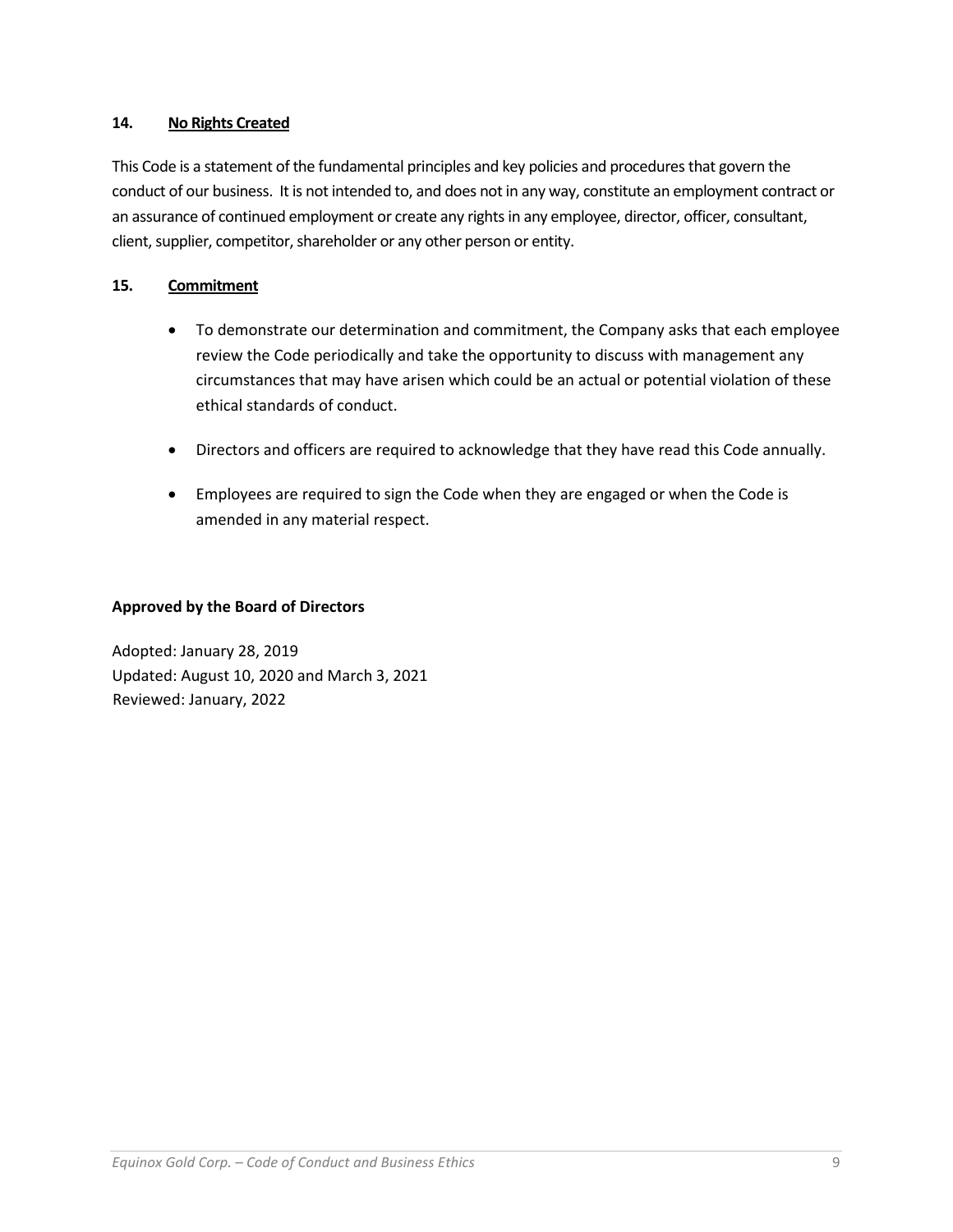## 14. No Rights Created

This Code is a statement of the fundamental principles and key policies and procedures that govern the conduct of our business. It is not intended to, and does not in any way, constitute an employment contract or an assurance of continued employment or create any rights in any employee, director, officer, consultant, client, supplier, competitor, shareholder or any other person or entity.

## 15. Commitment

- To demonstrate our determination and commitment, the Company asks that each employee review the Code periodically and take the opportunity to discuss with management any circumstances that may have arisen which could be an actual or potential violation of these ethical standards of conduct.
- Directors and officers are required to acknowledge that they have read this Code annually.
- Employees are required to sign the Code when they are engaged or when the Code is amended in any material respect.

**Approved by the Board of Directors**

Adopted: January 28, 2019
Updated: August 10, 2020 and March 3, 2021
Reviewed: January, 2022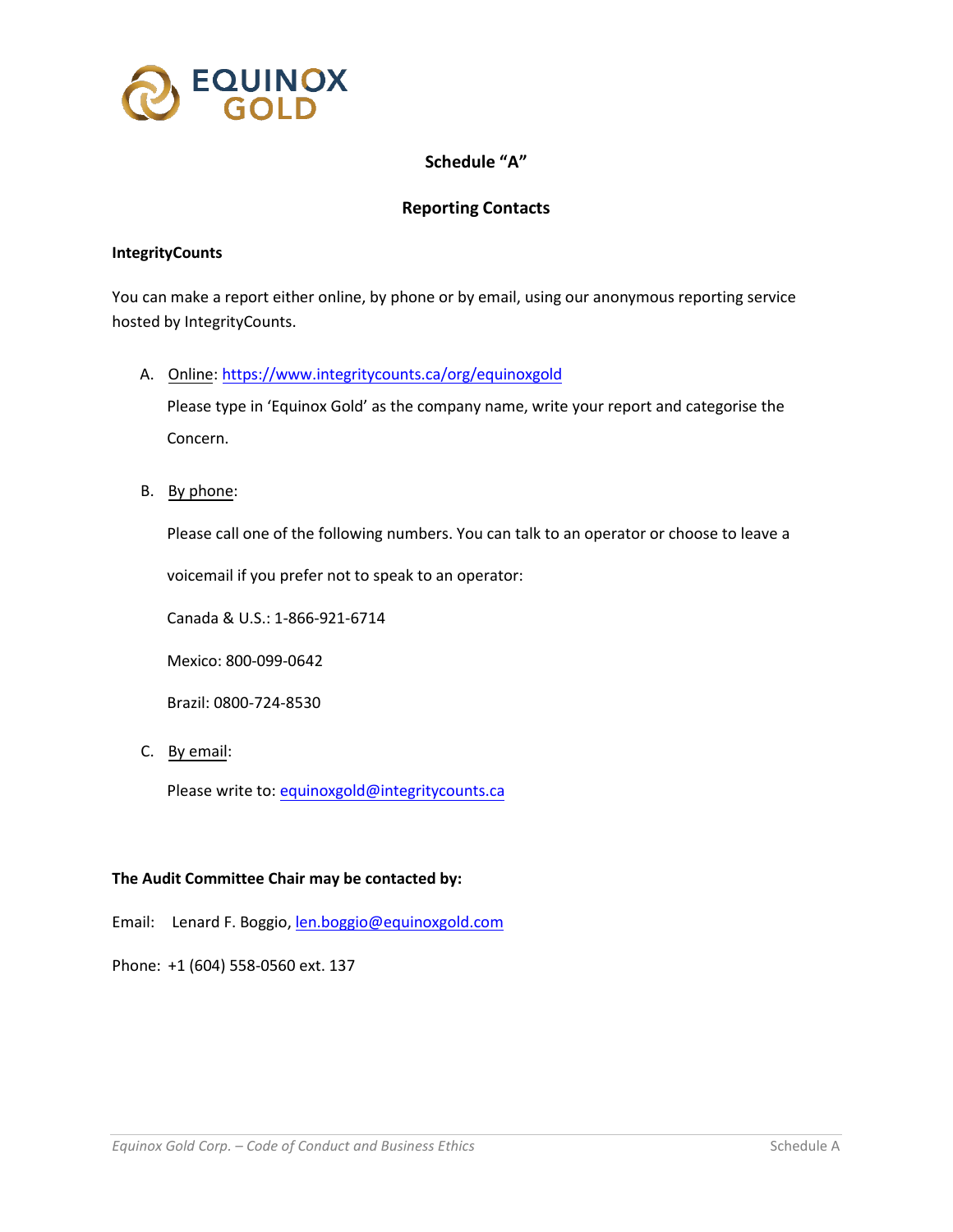## Schedule "A"

## Reporting Contacts

**IntegrityCounts**

You can make a report either online, by phone or by email, using our anonymous reporting service hosted by IntegrityCounts.

A. Online: https://www.integritycounts.ca/org/equinoxgold

   Please type in 'Equinox Gold' as the company name, write your report and categorise the Concern.

B. By phone:

   Please call one of the following numbers. You can talk to an operator or choose to leave a voicemail if you prefer not to speak to an operator:

   Canada & U.S.: 1-866-921-6714

   Mexico: 800-099-0642

   Brazil: 0800-724-8530

C. By email:

   Please write to: equinoxgold@integritycounts.ca

**The Audit Committee Chair may be contacted by:**

Email: Lenard F. Boggio, len.boggio@equinoxgold.com

Phone: +1 (604) 558-0560 ext. 137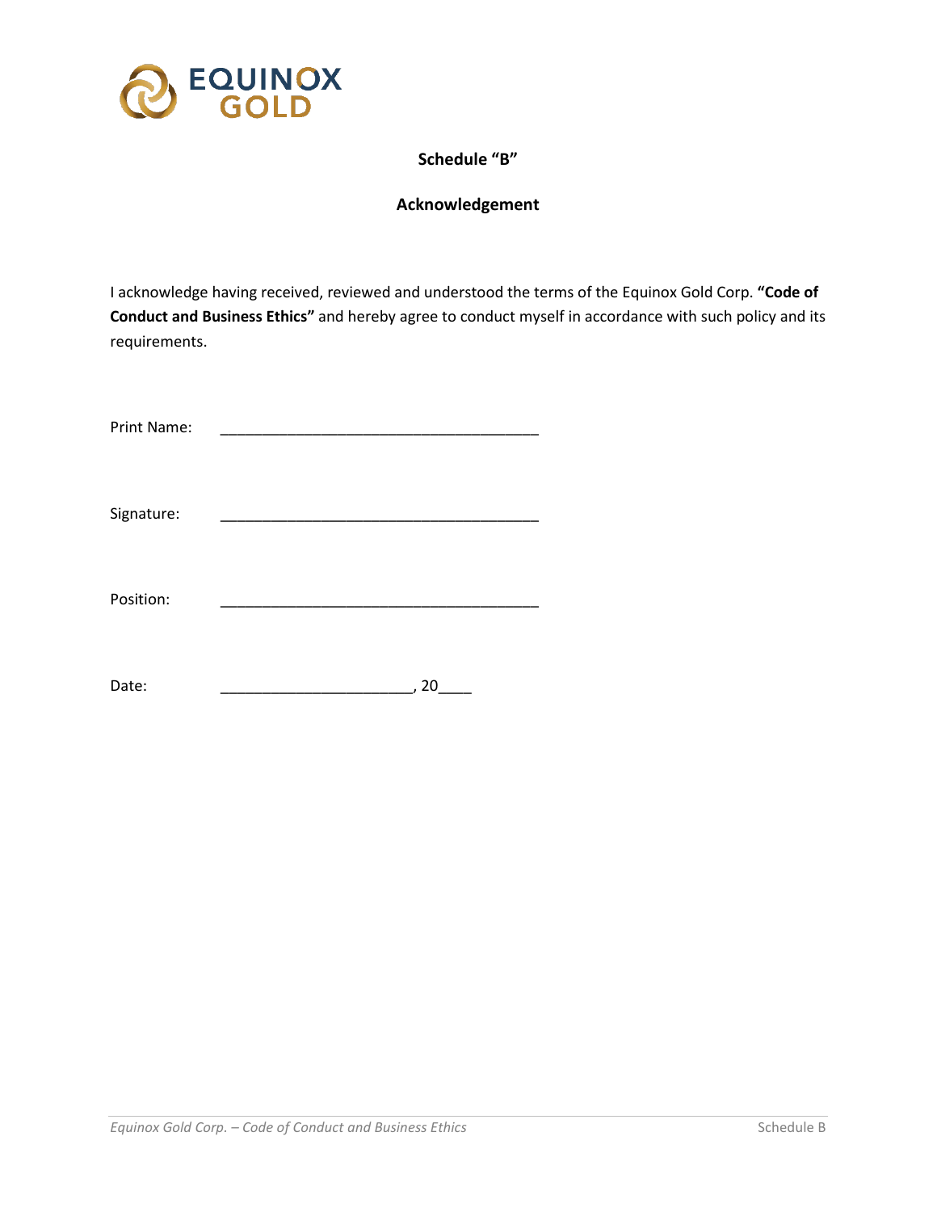## Schedule “B”

## Acknowledgement

I acknowledge having received, reviewed and understood the terms of the Equinox Gold Corp. **“Code of Conduct and Business Ethics”** and hereby agree to conduct myself in accordance with such policy and its requirements.

Print Name: ______________________________________

Signature: ______________________________________

Position: ______________________________________

Date: ______________________, 20____